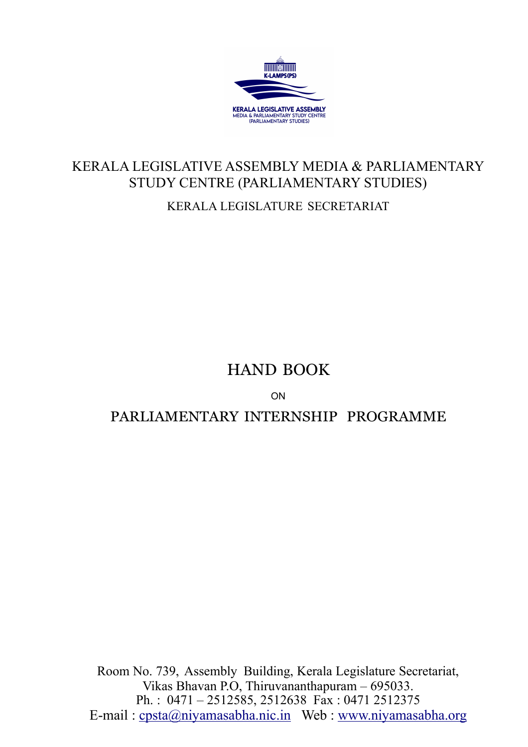KERALA LEGISLATIVE ASSEMBLY MEDIA & PARLIAMENTARY STUDY CENTRE (PARLIAMENTARY STUDIES)

KERALA LEGISLATURE SECRETARIAT

# HAND BOOK

ON

# PARLIAMENTARY INTERNSHIP PROGRAMME

Room No. 739, Assembly Building, Kerala Legislature Secretariat,
Vikas Bhavan P.O, Thiruvananthapuram – 695033.
Ph. : 0471 – 2512585, 2512638 Fax : 0471 2512375
E-mail : cpsta@niyamasabha.nic.in Web : www.niyamasabha.org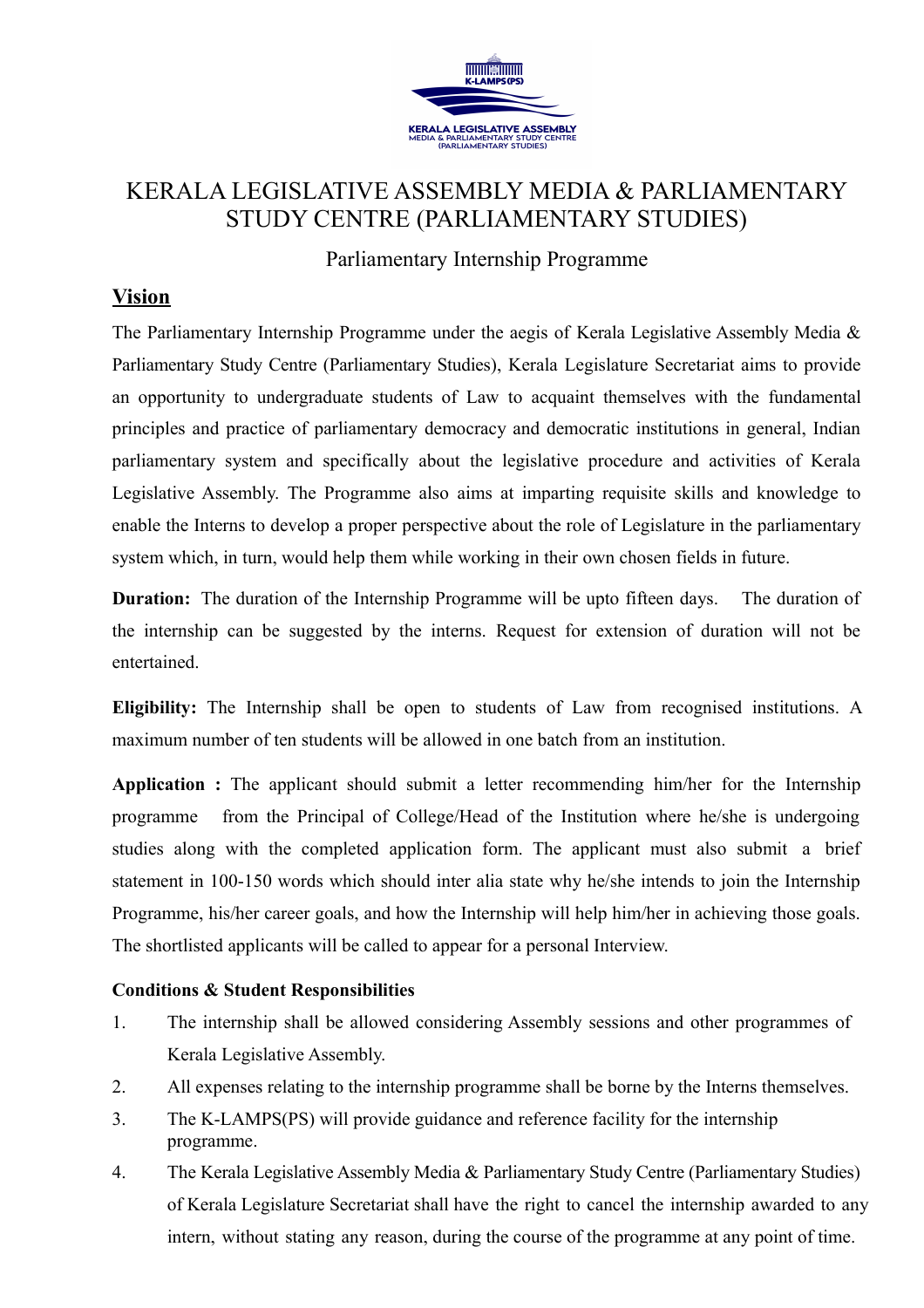# KERALA LEGISLATIVE ASSEMBLY MEDIA & PARLIAMENTARY STUDY CENTRE (PARLIAMENTARY STUDIES)

## Parliamentary Internship Programme

## Vision

The Parliamentary Internship Programme under the aegis of Kerala Legislative Assembly Media & Parliamentary Study Centre (Parliamentary Studies), Kerala Legislature Secretariat aims to provide an opportunity to undergraduate students of Law to acquaint themselves with the fundamental principles and practice of parliamentary democracy and democratic institutions in general, Indian parliamentary system and specifically about the legislative procedure and activities of Kerala Legislative Assembly. The Programme also aims at imparting requisite skills and knowledge to enable the Interns to develop a proper perspective about the role of Legislature in the parliamentary system which, in turn, would help them while working in their own chosen fields in future.

**Duration:** The duration of the Internship Programme will be upto fifteen days. The duration of the internship can be suggested by the interns. Request for extension of duration will not be entertained.

**Eligibility:** The Internship shall be open to students of Law from recognised institutions. A maximum number of ten students will be allowed in one batch from an institution.

**Application :** The applicant should submit a letter recommending him/her for the Internship programme from the Principal of College/Head of the Institution where he/she is undergoing studies along with the completed application form. The applicant must also submit a brief statement in 100-150 words which should inter alia state why he/she intends to join the Internship Programme, his/her career goals, and how the Internship will help him/her in achieving those goals. The shortlisted applicants will be called to appear for a personal Interview.

**Conditions & Student Responsibilities**

1. The internship shall be allowed considering Assembly sessions and other programmes of Kerala Legislative Assembly.
2. All expenses relating to the internship programme shall be borne by the Interns themselves.
3. The K-LAMPS(PS) will provide guidance and reference facility for the internship programme.
4. The Kerala Legislative Assembly Media & Parliamentary Study Centre (Parliamentary Studies) of Kerala Legislature Secretariat shall have the right to cancel the internship awarded to any intern, without stating any reason, during the course of the programme at any point of time.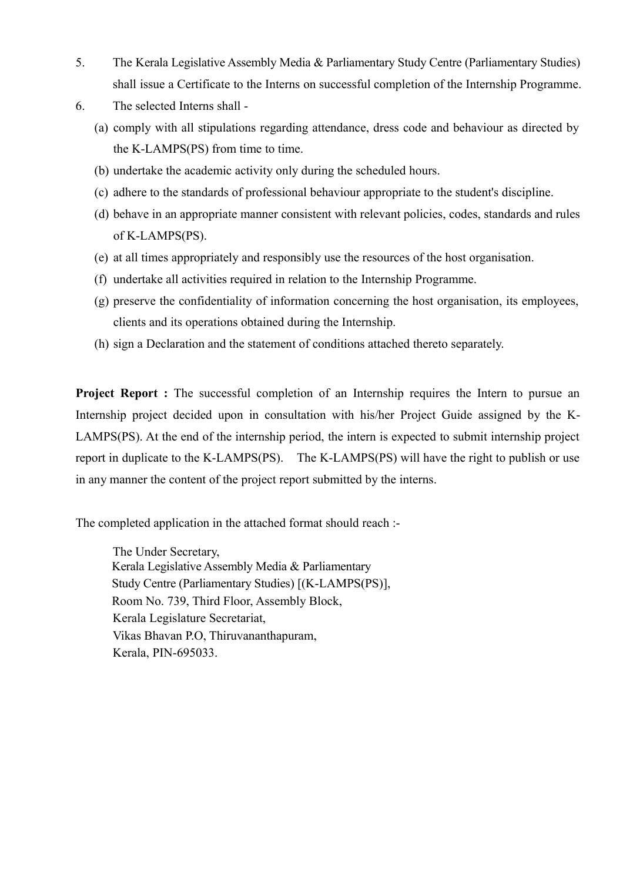5. The Kerala Legislative Assembly Media & Parliamentary Study Centre (Parliamentary Studies) shall issue a Certificate to the Interns on successful completion of the Internship Programme.
6. The selected Interns shall -
   (a) comply with all stipulations regarding attendance, dress code and behaviour as directed by the K-LAMPS(PS) from time to time.
   (b) undertake the academic activity only during the scheduled hours.
   (c) adhere to the standards of professional behaviour appropriate to the student's discipline.
   (d) behave in an appropriate manner consistent with relevant policies, codes, standards and rules of K-LAMPS(PS).
   (e) at all times appropriately and responsibly use the resources of the host organisation.
   (f) undertake all activities required in relation to the Internship Programme.
   (g) preserve the confidentiality of information concerning the host organisation, its employees, clients and its operations obtained during the Internship.
   (h) sign a Declaration and the statement of conditions attached thereto separately.

**Project Report :** The successful completion of an Internship requires the Intern to pursue an Internship project decided upon in consultation with his/her Project Guide assigned by the K-LAMPS(PS). At the end of the internship period, the intern is expected to submit internship project report in duplicate to the K-LAMPS(PS). The K-LAMPS(PS) will have the right to publish or use in any manner the content of the project report submitted by the interns.

The completed application in the attached format should reach :-

The Under Secretary,
Kerala Legislative Assembly Media & Parliamentary
Study Centre (Parliamentary Studies) [(K-LAMPS(PS)],
Room No. 739, Third Floor, Assembly Block,
Kerala Legislature Secretariat,
Vikas Bhavan P.O, Thiruvananthapuram,
Kerala, PIN-695033.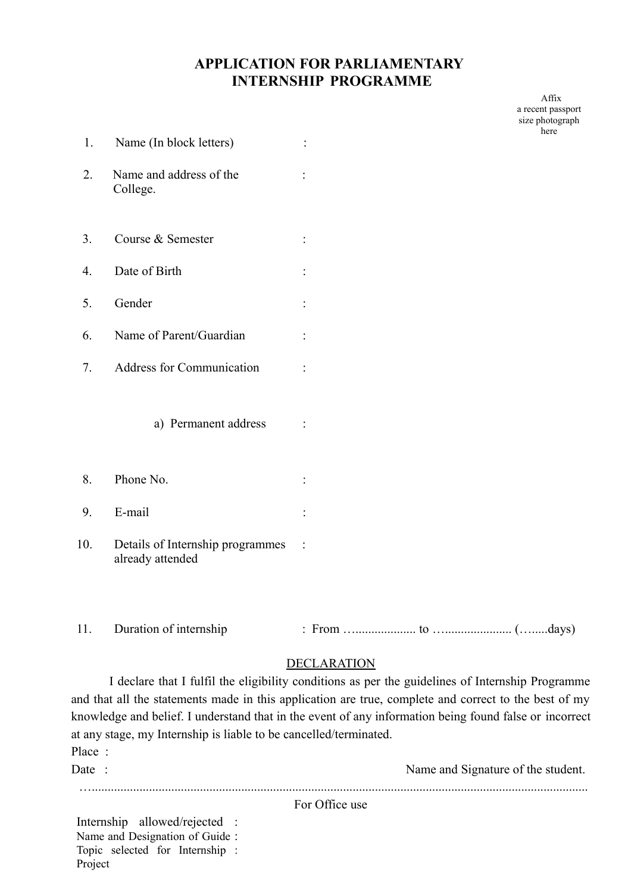# APPLICATION FOR PARLIAMENTARY INTERNSHIP PROGRAMME

Affix a recent passport size photograph here

1. Name (In block letters) :

2. Name and address of the College. :

3. Course & Semester :

4. Date of Birth :

5. Gender :

6. Name of Parent/Guardian :

7. Address for Communication :

   a) Permanent address :

8. Phone No. :

9. E-mail :

10. Details of Internship programmes already attended :

11. Duration of internship : From ….................. to …..................... (…....days)

<u>DECLARATION</u>

I declare that I fulfil the eligibility conditions as per the guidelines of Internship Programme and that all the statements made in this application are true, complete and correct to the best of my knowledge and belief. I understand that in the event of any information being found false or incorrect at any stage, my Internship is liable to be cancelled/terminated.

Place :

Date :

Name and Signature of the student.

…...........................................................................................................................................

For Office use

Internship allowed/rejected :

Name and Designation of Guide :

Topic selected for Internship Project :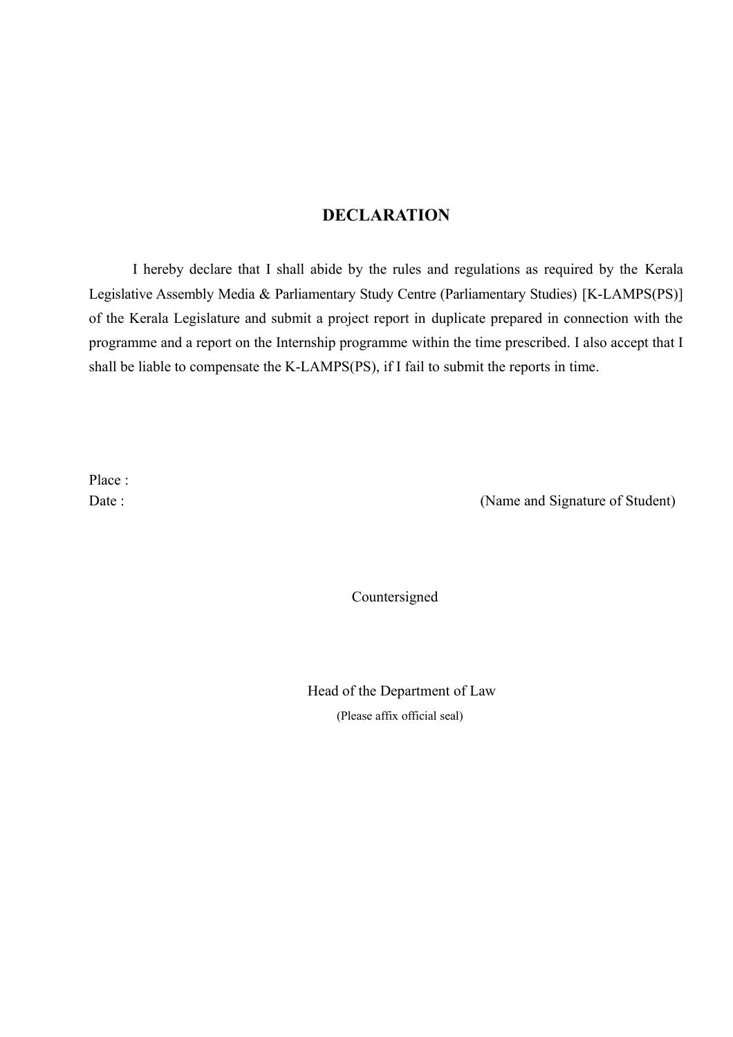# DECLARATION

I hereby declare that I shall abide by the rules and regulations as required by the Kerala Legislative Assembly Media & Parliamentary Study Centre (Parliamentary Studies) [K-LAMPS(PS)] of the Kerala Legislature and submit a project report in duplicate prepared in connection with the programme and a report on the Internship programme within the time prescribed. I also accept that I shall be liable to compensate the K-LAMPS(PS), if I fail to submit the reports in time.

Place :

Date : (Name and Signature of Student)

Countersigned

Head of the Department of Law

(Please affix official seal)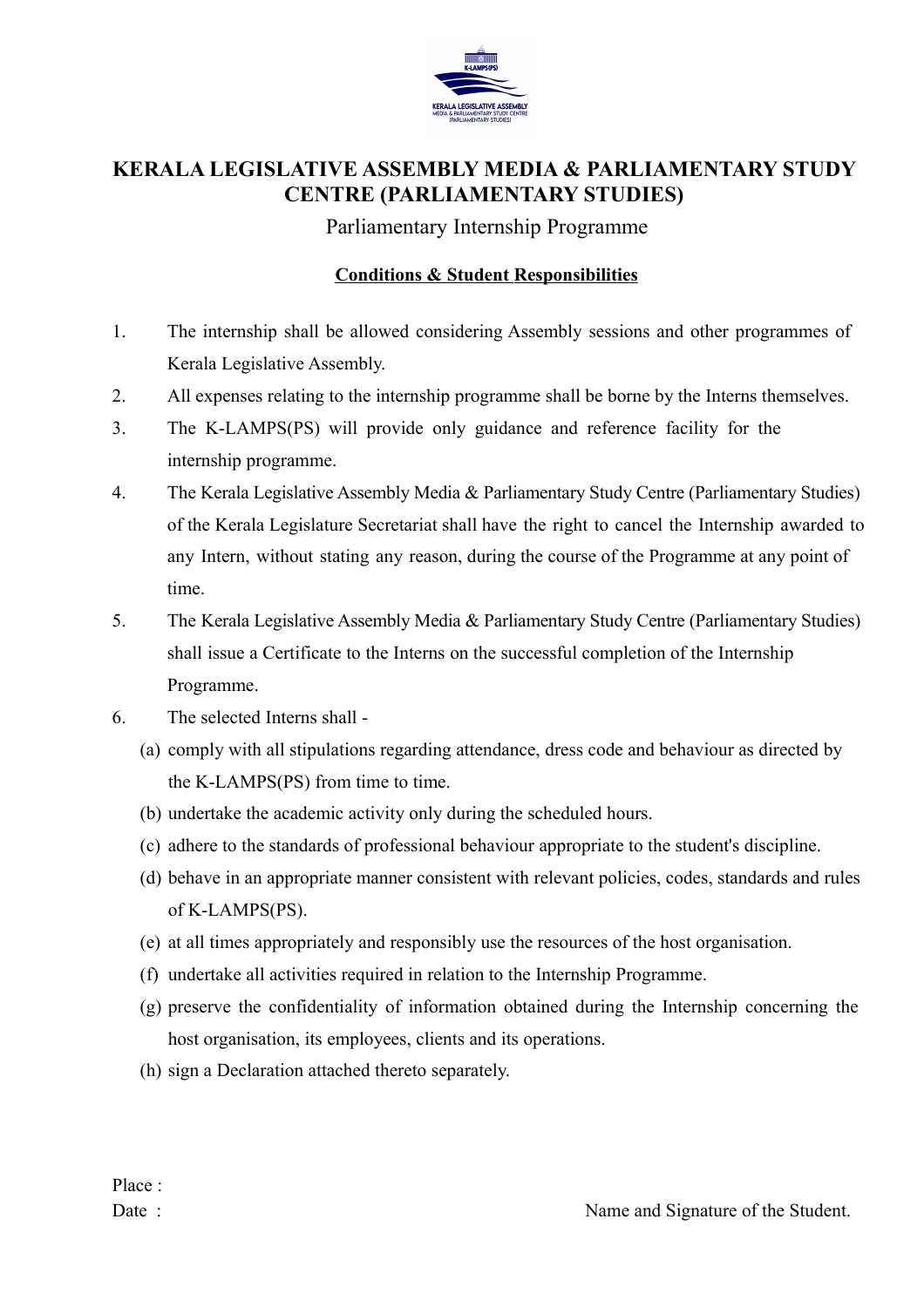# KERALA LEGISLATIVE ASSEMBLY MEDIA & PARLIAMENTARY STUDY CENTRE (PARLIAMENTARY STUDIES)

Parliamentary Internship Programme

**Conditions & Student Responsibilities**

1. The internship shall be allowed considering Assembly sessions and other programmes of Kerala Legislative Assembly.
2. All expenses relating to the internship programme shall be borne by the Interns themselves.
3. The K-LAMPS(PS) will provide only guidance and reference facility for the internship programme.
4. The Kerala Legislative Assembly Media & Parliamentary Study Centre (Parliamentary Studies) of the Kerala Legislature Secretariat shall have the right to cancel the Internship awarded to any Intern, without stating any reason, during the course of the Programme at any point of time.
5. The Kerala Legislative Assembly Media & Parliamentary Study Centre (Parliamentary Studies) shall issue a Certificate to the Interns on the successful completion of the Internship Programme.
6. The selected Interns shall -
   (a) comply with all stipulations regarding attendance, dress code and behaviour as directed by the K-LAMPS(PS) from time to time.
   (b) undertake the academic activity only during the scheduled hours.
   (c) adhere to the standards of professional behaviour appropriate to the student's discipline.
   (d) behave in an appropriate manner consistent with relevant policies, codes, standards and rules of K-LAMPS(PS).
   (e) at all times appropriately and responsibly use the resources of the host organisation.
   (f) undertake all activities required in relation to the Internship Programme.
   (g) preserve the confidentiality of information obtained during the Internship concerning the host organisation, its employees, clients and its operations.
   (h) sign a Declaration attached thereto separately.

Place :

Date :

Name and Signature of the Student.